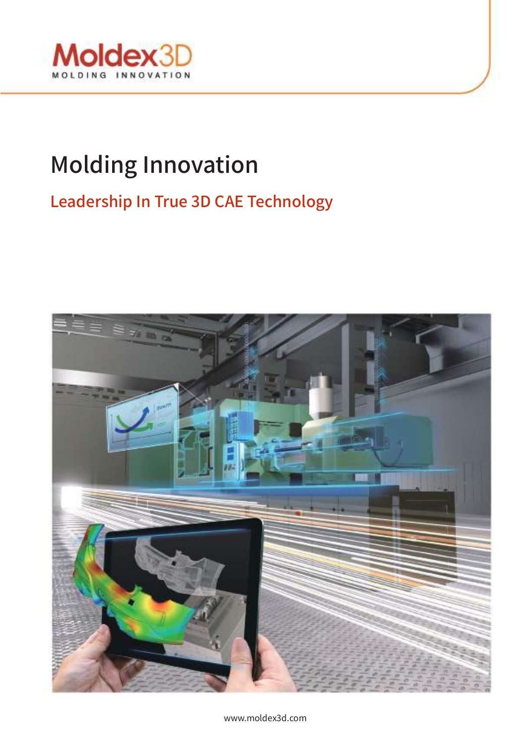Moldex3D

MOLDING INNOVATION

# Molding Innovation

## Leadership In True 3D CAE Technology

www.moldex3d.com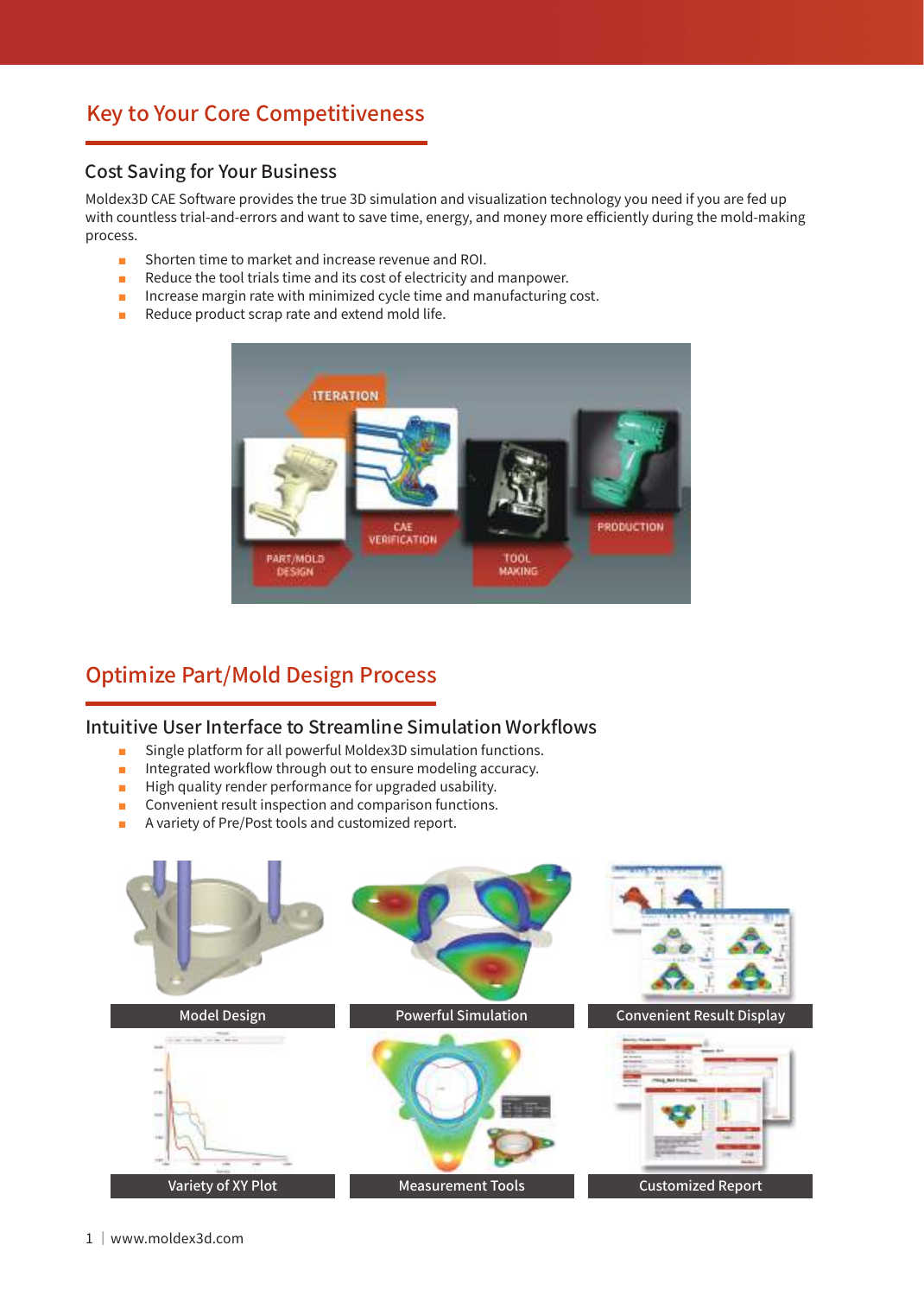# Key to Your Core Competitiveness

## Cost Saving for Your Business

Moldex3D CAE Software provides the true 3D simulation and visualization technology you need if you are fed up with countless trial-and-errors and want to save time, energy, and money more efficiently during the mold-making process.

- Shorten time to market and increase revenue and ROI.
- Reduce the tool trials time and its cost of electricity and manpower.
- Increase margin rate with minimized cycle time and manufacturing cost.
- Reduce product scrap rate and extend mold life.

ITERATION

PART/MOLD DESIGN

CAE VERIFICATION

TOOL MAKING

PRODUCTION

# Optimize Part/Mold Design Process

## Intuitive User Interface to Streamline Simulation Workflows

- Single platform for all powerful Moldex3D simulation functions.
- Integrated workflow through out to ensure modeling accuracy.
- High quality render performance for upgraded usability.
- Convenient result inspection and comparison functions.
- A variety of Pre/Post tools and customized report.

Model Design

Powerful Simulation

Convenient Result Display

Variety of XY Plot

Measurement Tools

Customized Report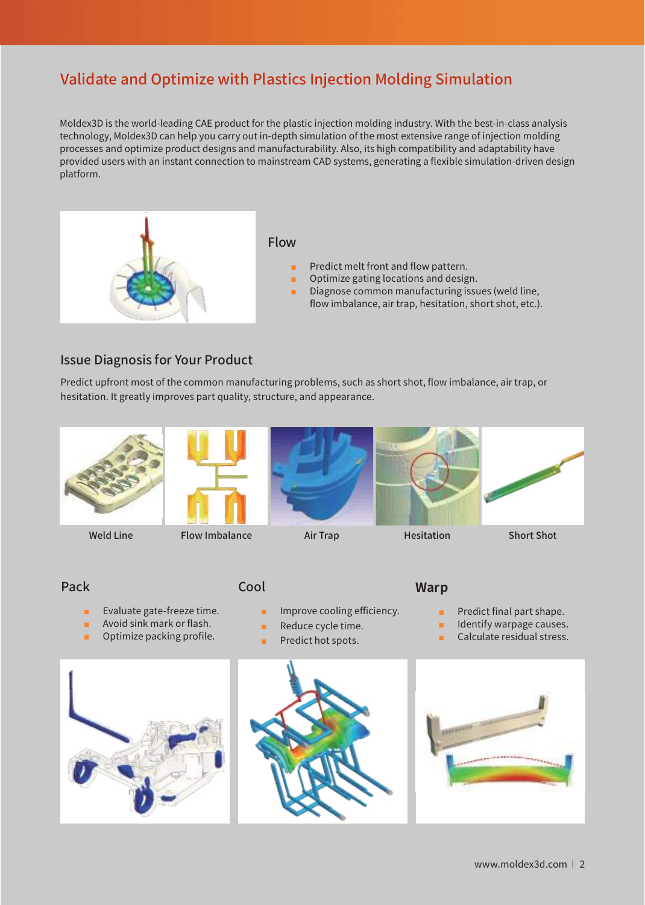# Validate and Optimize with Plastics Injection Molding Simulation

Moldex3D is the world-leading CAE product for the plastic injection molding industry. With the best-in-class analysis technology, Moldex3D can help you carry out in-depth simulation of the most extensive range of injection molding processes and optimize product designs and manufacturability. Also, its high compatibility and adaptability have provided users with an instant connection to mainstream CAD systems, generating a flexible simulation-driven design platform.

## Flow

- Predict melt front and flow pattern.
- Optimize gating locations and design.
- Diagnose common manufacturing issues (weld line, flow imbalance, air trap, hesitation, short shot, etc.).

## Issue Diagnosis for Your Product

Predict upfront most of the common manufacturing problems, such as short shot, flow imbalance, air trap, or hesitation. It greatly improves part quality, structure, and appearance.

Weld Line

Flow Imbalance

Air Trap

Hesitation

Short Shot

## Pack

- Evaluate gate-freeze time.
- Avoid sink mark or flash.
- Optimize packing profile.

## Cool

- Improve cooling efficiency.
- Reduce cycle time.
- Predict hot spots.

## Warp

- Predict final part shape.
- Identify warpage causes.
- Calculate residual stress.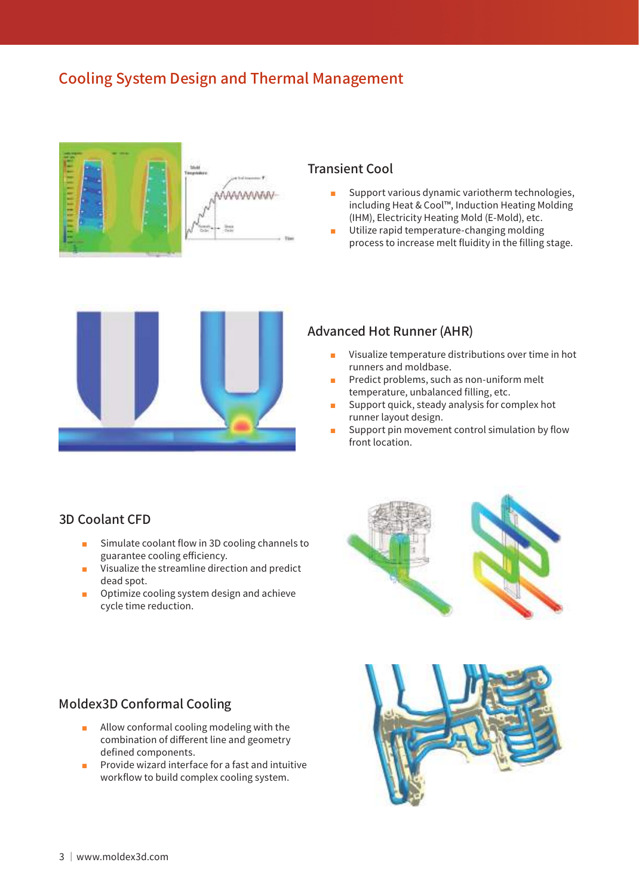## Cooling System Design and Thermal Management

### Transient Cool

- Support various dynamic variotherm technologies, including Heat & Cool™, Induction Heating Molding (IHM), Electricity Heating Mold (E-Mold), etc.
- Utilize rapid temperature-changing molding process to increase melt fluidity in the filling stage.

### Advanced Hot Runner (AHR)

- Visualize temperature distributions over time in hot runners and moldbase.
- Predict problems, such as non-uniform melt temperature, unbalanced filling, etc.
- Support quick, steady analysis for complex hot runner layout design.
- Support pin movement control simulation by flow front location.

### 3D Coolant CFD

- Simulate coolant flow in 3D cooling channels to guarantee cooling efficiency.
- Visualize the streamline direction and predict dead spot.
- Optimize cooling system design and achieve cycle time reduction.

### Moldex3D Conformal Cooling

- Allow conformal cooling modeling with the combination of different line and geometry defined components.
- Provide wizard interface for a fast and intuitive workflow to build complex cooling system.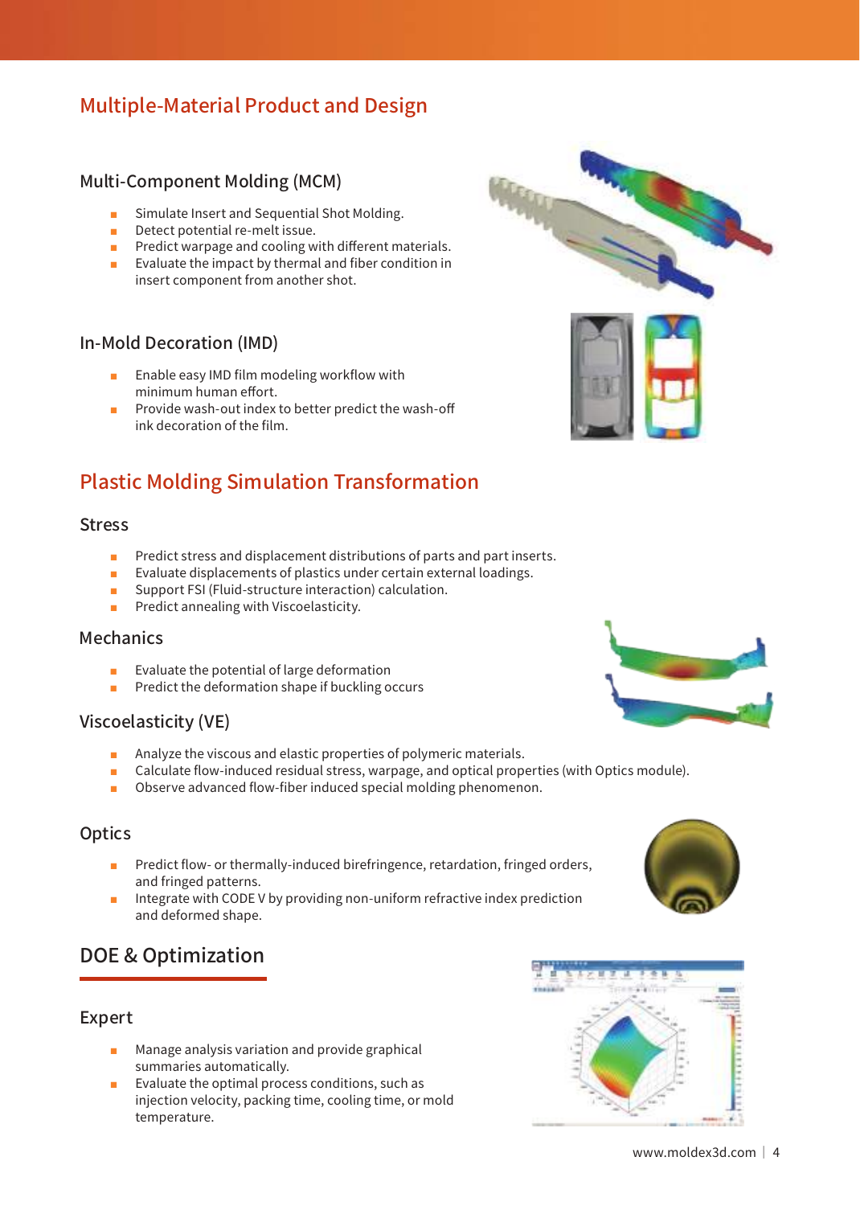## Multiple-Material Product and Design

### Multi-Component Molding (MCM)

- Simulate Insert and Sequential Shot Molding.
- Detect potential re-melt issue.
- Predict warpage and cooling with different materials.
- Evaluate the impact by thermal and fiber condition in insert component from another shot.

### In-Mold Decoration (IMD)

- Enable easy IMD film modeling workflow with minimum human effort.
- Provide wash-out index to better predict the wash-off ink decoration of the film.

## Plastic Molding Simulation Transformation

### Stress

- Predict stress and displacement distributions of parts and part inserts.
- Evaluate displacements of plastics under certain external loadings.
- Support FSI (Fluid-structure interaction) calculation.
- Predict annealing with Viscoelasticity.

### Mechanics

- Evaluate the potential of large deformation
- Predict the deformation shape if buckling occurs

### Viscoelasticity (VE)

- Analyze the viscous and elastic properties of polymeric materials.
- Calculate flow-induced residual stress, warpage, and optical properties (with Optics module).
- Observe advanced flow-fiber induced special molding phenomenon.

### Optics

- Predict flow- or thermally-induced birefringence, retardation, fringed orders, and fringed patterns.
- Integrate with CODE V by providing non-uniform refractive index prediction and deformed shape.

## DOE & Optimization

### Expert

- Manage analysis variation and provide graphical summaries automatically.
- Evaluate the optimal process conditions, such as injection velocity, packing time, cooling time, or mold temperature.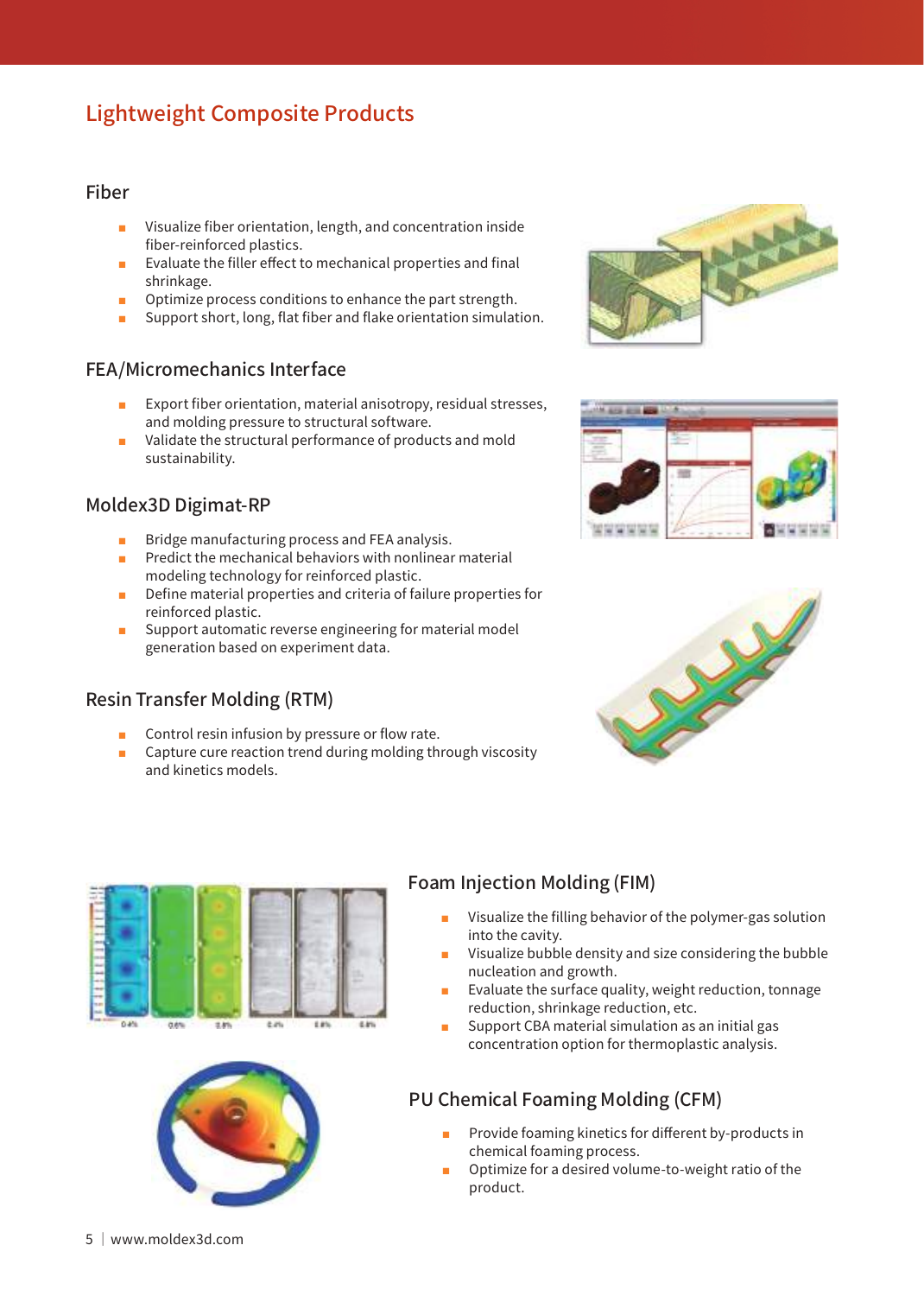## Lightweight Composite Products

### Fiber

- Visualize fiber orientation, length, and concentration inside fiber-reinforced plastics.
- Evaluate the filler effect to mechanical properties and final shrinkage.
- Optimize process conditions to enhance the part strength.
- Support short, long, flat fiber and flake orientation simulation.

### FEA/Micromechanics Interface

- Export fiber orientation, material anisotropy, residual stresses, and molding pressure to structural software.
- Validate the structural performance of products and mold sustainability.

### Moldex3D Digimat-RP

- Bridge manufacturing process and FEA analysis.
- Predict the mechanical behaviors with nonlinear material modeling technology for reinforced plastic.
- Define material properties and criteria of failure properties for reinforced plastic.
- Support automatic reverse engineering for material model generation based on experiment data.

### Resin Transfer Molding (RTM)

- Control resin infusion by pressure or flow rate.
- Capture cure reaction trend during molding through viscosity and kinetics models.

### Foam Injection Molding (FIM)

- Visualize the filling behavior of the polymer-gas solution into the cavity.
- Visualize bubble density and size considering the bubble nucleation and growth.
- Evaluate the surface quality, weight reduction, tonnage reduction, shrinkage reduction, etc.
- Support CBA material simulation as an initial gas concentration option for thermoplastic analysis.

### PU Chemical Foaming Molding (CFM)

- Provide foaming kinetics for different by-products in chemical foaming process.
- Optimize for a desired volume-to-weight ratio of the product.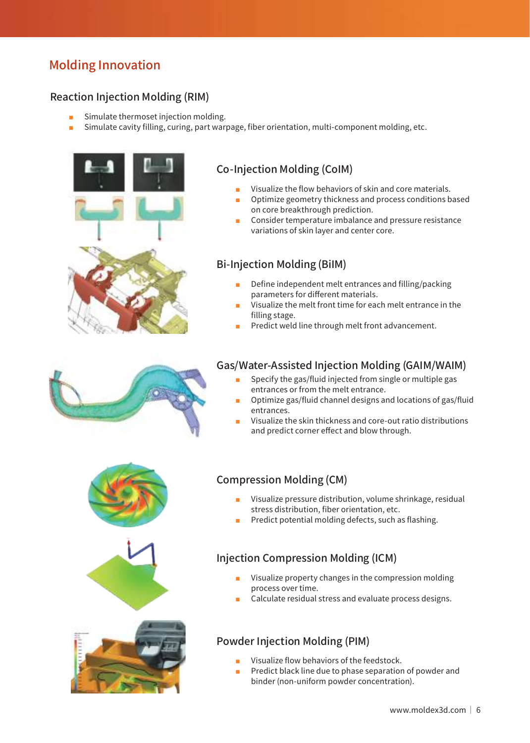# Molding Innovation

## Reaction Injection Molding (RIM)

- Simulate thermoset injection molding.
- Simulate cavity filling, curing, part warpage, fiber orientation, multi-component molding, etc.

## Co-Injection Molding (CoIM)

- Visualize the flow behaviors of skin and core materials.
- Optimize geometry thickness and process conditions based on core breakthrough prediction.
- Consider temperature imbalance and pressure resistance variations of skin layer and center core.

## Bi-Injection Molding (BiIM)

- Define independent melt entrances and filling/packing parameters for different materials.
- Visualize the melt front time for each melt entrance in the filling stage.
- Predict weld line through melt front advancement.

## Gas/Water-Assisted Injection Molding (GAIM/WAIM)

- Specify the gas/fluid injected from single or multiple gas entrances or from the melt entrance.
- Optimize gas/fluid channel designs and locations of gas/fluid entrances.
- Visualize the skin thickness and core-out ratio distributions and predict corner effect and blow through.

## Compression Molding (CM)

- Visualize pressure distribution, volume shrinkage, residual stress distribution, fiber orientation, etc.
- Predict potential molding defects, such as flashing.

## Injection Compression Molding (ICM)

- Visualize property changes in the compression molding process over time.
- Calculate residual stress and evaluate process designs.

## Powder Injection Molding (PIM)

- Visualize flow behaviors of the feedstock.
- Predict black line due to phase separation of powder and binder (non-uniform powder concentration).

www.moldex3d.com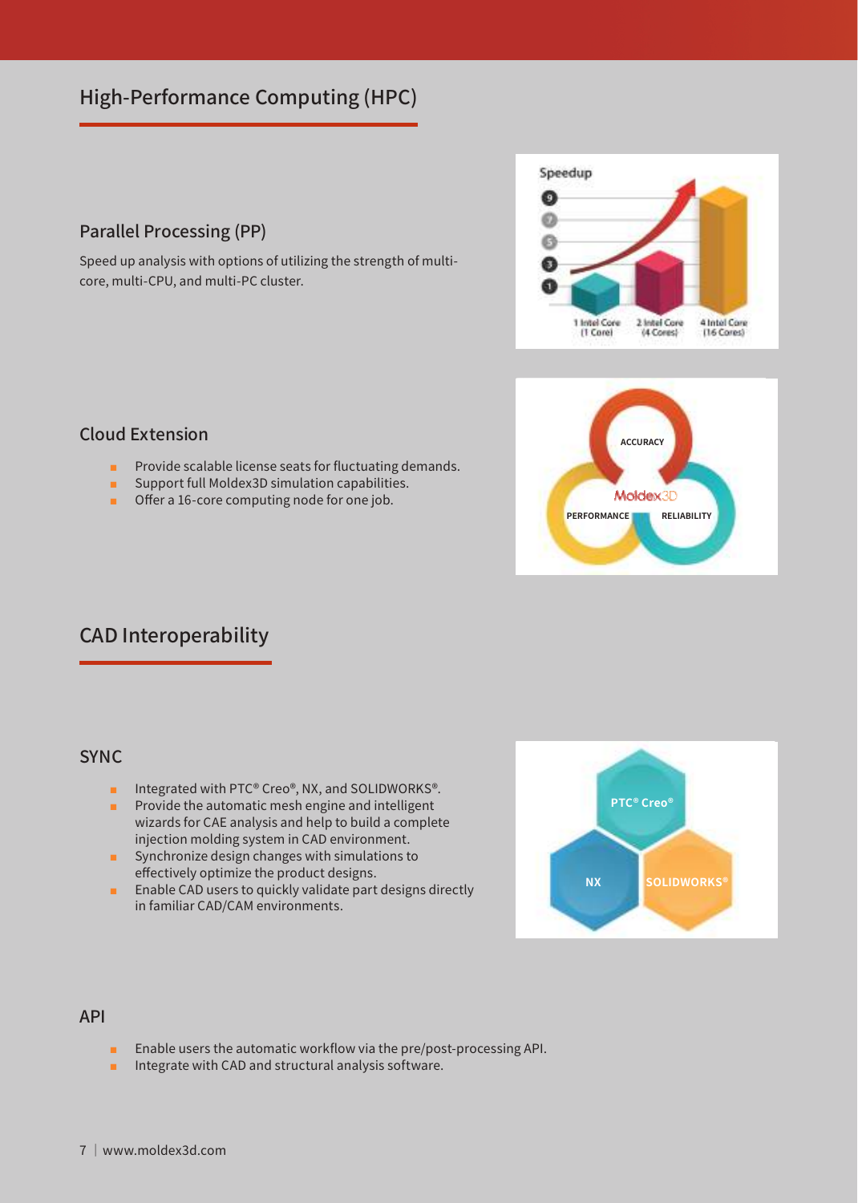## High-Performance Computing (HPC)

### Parallel Processing (PP)

Speed up analysis with options of utilizing the strength of multi-core, multi-CPU, and multi-PC cluster.

### Cloud Extension

- Provide scalable license seats for fluctuating demands.
- Support full Moldex3D simulation capabilities.
- Offer a 16-core computing node for one job.

## CAD Interoperability

### SYNC

- Integrated with PTC® Creo®, NX, and SOLIDWORKS®.
- Provide the automatic mesh engine and intelligent wizards for CAE analysis and help to build a complete injection molding system in CAD environment.
- Synchronize design changes with simulations to effectively optimize the product designs.
- Enable CAD users to quickly validate part designs directly in familiar CAD/CAM environments.

### API

- Enable users the automatic workflow via the pre/post-processing API.
- Integrate with CAD and structural analysis software.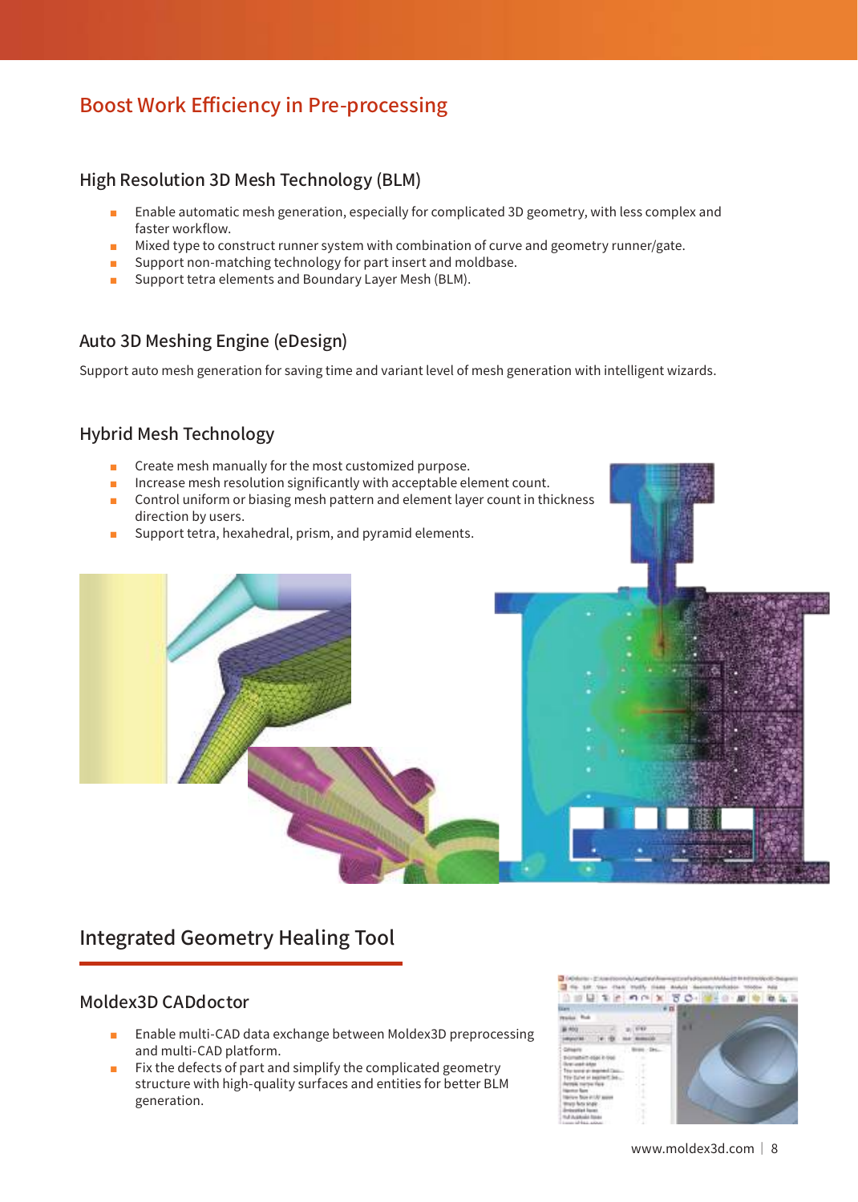## Boost Work Efficiency in Pre-processing

### High Resolution 3D Mesh Technology (BLM)

- Enable automatic mesh generation, especially for complicated 3D geometry, with less complex and faster workflow.
- Mixed type to construct runner system with combination of curve and geometry runner/gate.
- Support non-matching technology for part insert and moldbase.
- Support tetra elements and Boundary Layer Mesh (BLM).

### Auto 3D Meshing Engine (eDesign)

Support auto mesh generation for saving time and variant level of mesh generation with intelligent wizards.

### Hybrid Mesh Technology

- Create mesh manually for the most customized purpose.
- Increase mesh resolution significantly with acceptable element count.
- Control uniform or biasing mesh pattern and element layer count in thickness direction by users.
- Support tetra, hexahedral, prism, and pyramid elements.

## Integrated Geometry Healing Tool

### Moldex3D CADdoctor

- Enable multi-CAD data exchange between Moldex3D preprocessing and multi-CAD platform.
- Fix the defects of part and simplify the complicated geometry structure with high-quality surfaces and entities for better BLM generation.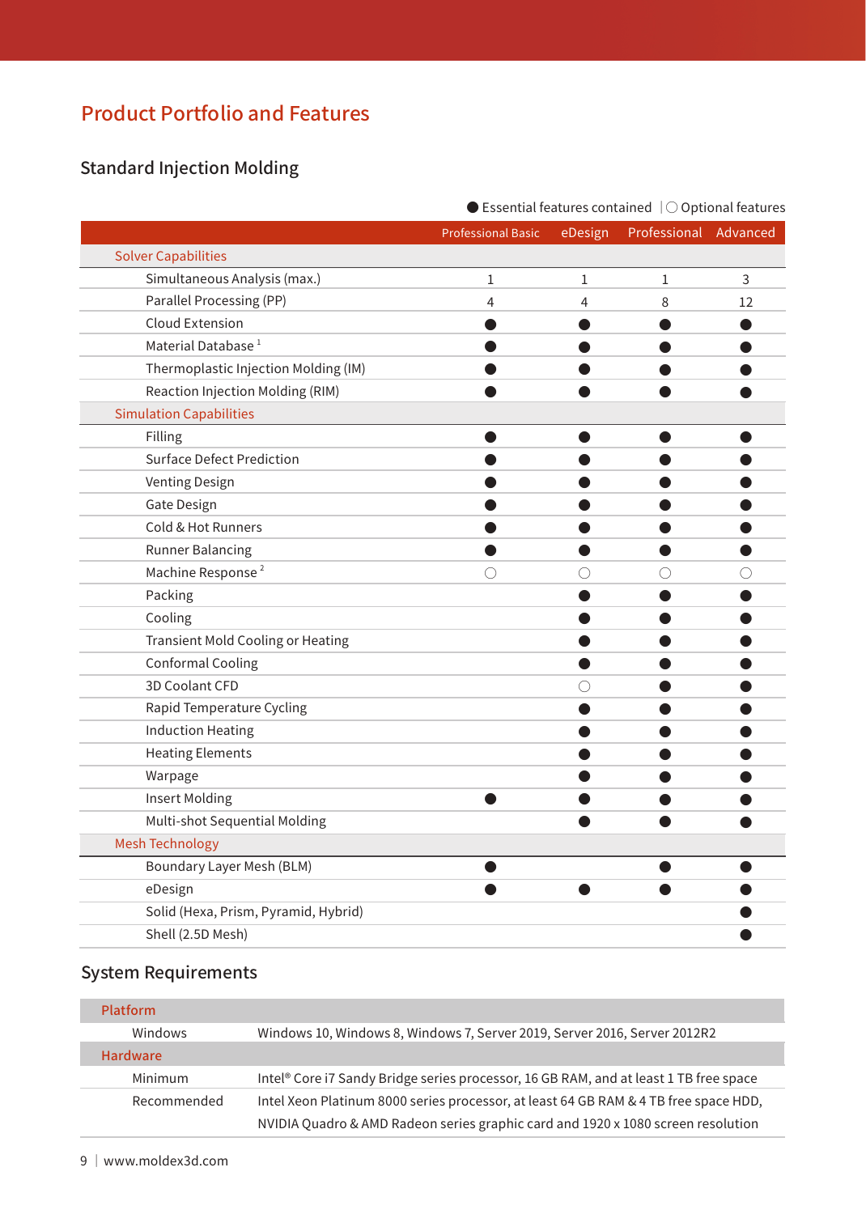# Product Portfolio and Features

## Standard Injection Molding

● Essential features contained | ○ Optional features

| | Professional Basic | eDesign | Professional | Advanced |
|---|---|---|---|---|
| **Solver Capabilities** | | | | |
| Simultaneous Analysis (max.) | 1 | 1 | 1 | 3 |
| Parallel Processing (PP) | 4 | 4 | 8 | 12 |
| Cloud Extension | ● | ● | ● | ● |
| Material Database [1] | ● | ● | ● | ● |
| Thermoplastic Injection Molding (IM) | ● | ● | ● | ● |
| Reaction Injection Molding (RIM) | ● | ● | ● | ● |
| **Simulation Capabilities** | | | | |
| Filling | ● | ● | ● | ● |
| Surface Defect Prediction | ● | ● | ● | ● |
| Venting Design | ● | ● | ● | ● |
| Gate Design | ● | ● | ● | ● |
| Cold & Hot Runners | ● | ● | ● | ● |
| Runner Balancing | ● | ● | ● | ● |
| Machine Response [2] | ○ | ○ | ○ | ○ |
| Packing | | ● | ● | ● |
| Cooling | | ● | ● | ● |
| Transient Mold Cooling or Heating | | ● | ● | ● |
| Conformal Cooling | | ● | ● | ● |
| 3D Coolant CFD | | ○ | ● | ● |
| Rapid Temperature Cycling | | ● | ● | ● |
| Induction Heating | | ● | ● | ● |
| Heating Elements | | ● | ● | ● |
| Warpage | | ● | ● | ● |
| Insert Molding | ● | ● | ● | ● |
| Multi-shot Sequential Molding | | ● | ● | ● |
| **Mesh Technology** | | | | |
| Boundary Layer Mesh (BLM) | ● | | ● | ● |
| eDesign | ● | ● | ● | ● |
| Solid (Hexa, Prism, Pyramid, Hybrid) | | | | ● |
| Shell (2.5D Mesh) | | | | ● |

## System Requirements

| | |
|---|---|
| **Platform** | |
| Windows | Windows 10, Windows 8, Windows 7, Server 2019, Server 2016, Server 2012R2 |
| **Hardware** | |
| Minimum | Intel® Core i7 Sandy Bridge series processor, 16 GB RAM, and at least 1 TB free space |
| Recommended | Intel Xeon Platinum 8000 series processor, at least 64 GB RAM & 4 TB free space HDD, NVIDIA Quadro & AMD Radeon series graphic card and 1920 x 1080 screen resolution |

www.moldex3d.com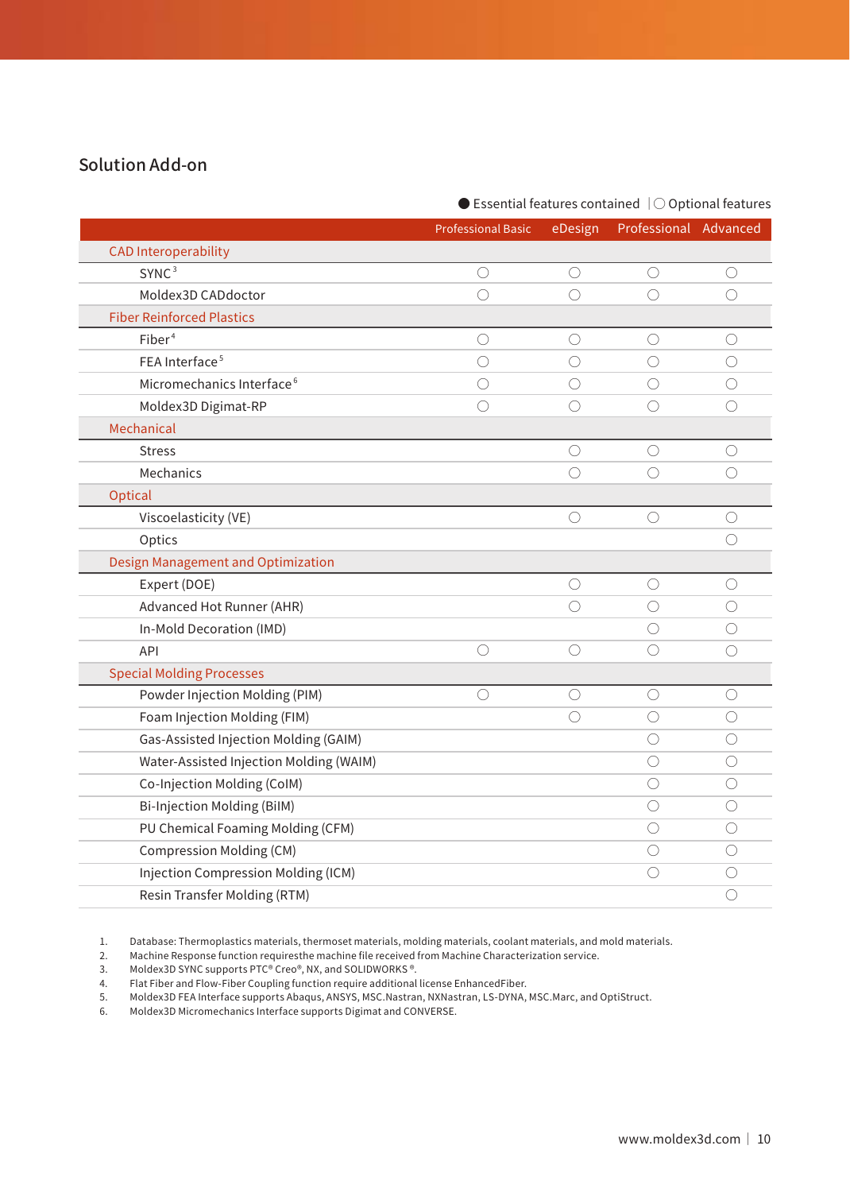## Solution Add-on

● Essential features contained | ○ Optional features

| | Professional Basic | eDesign | Professional | Advanced |
|---|---|---|---|---|
| **CAD Interoperability** | | | | |
| SYNC[3] | ○ | ○ | ○ | ○ |
| Moldex3D CADdoctor | ○ | ○ | ○ | ○ |
| **Fiber Reinforced Plastics** | | | | |
| Fiber[4] | ○ | ○ | ○ | ○ |
| FEA Interface[5] | ○ | ○ | ○ | ○ |
| Micromechanics Interface[6] | ○ | ○ | ○ | ○ |
| Moldex3D Digimat-RP | ○ | ○ | ○ | ○ |
| **Mechanical** | | | | |
| Stress | | ○ | ○ | ○ |
| Mechanics | | ○ | ○ | ○ |
| **Optical** | | | | |
| Viscoelasticity (VE) | | ○ | ○ | ○ |
| Optics | | | | ○ |
| **Design Management and Optimization** | | | | |
| Expert (DOE) | | ○ | ○ | ○ |
| Advanced Hot Runner (AHR) | | ○ | ○ | ○ |
| In-Mold Decoration (IMD) | | | ○ | ○ |
| API | ○ | ○ | ○ | ○ |
| **Special Molding Processes** | | | | |
| Powder Injection Molding (PIM) | ○ | ○ | ○ | ○ |
| Foam Injection Molding (FIM) | | ○ | ○ | ○ |
| Gas-Assisted Injection Molding (GAIM) | | | ○ | ○ |
| Water-Assisted Injection Molding (WAIM) | | | ○ | ○ |
| Co-Injection Molding (CoIM) | | | ○ | ○ |
| Bi-Injection Molding (BiIM) | | | ○ | ○ |
| PU Chemical Foaming Molding (CFM) | | | ○ | ○ |
| Compression Molding (CM) | | | ○ | ○ |
| Injection Compression Molding (ICM) | | | ○ | ○ |
| Resin Transfer Molding (RTM) | | | | ○ |

1. Database: Thermoplastics materials, thermoset materials, molding materials, coolant materials, and mold materials.
2. Machine Response function requiresthe machine file received from Machine Characterization service.
3. Moldex3D SYNC supports PTC® Creo®, NX, and SOLIDWORKS ®.
4. Flat Fiber and Flow-Fiber Coupling function require additional license EnhancedFiber.
5. Moldex3D FEA Interface supports Abaqus, ANSYS, MSC.Nastran, NXNastran, LS-DYNA, MSC.Marc, and OptiStruct.
6. Moldex3D Micromechanics Interface supports Digimat and CONVERSE.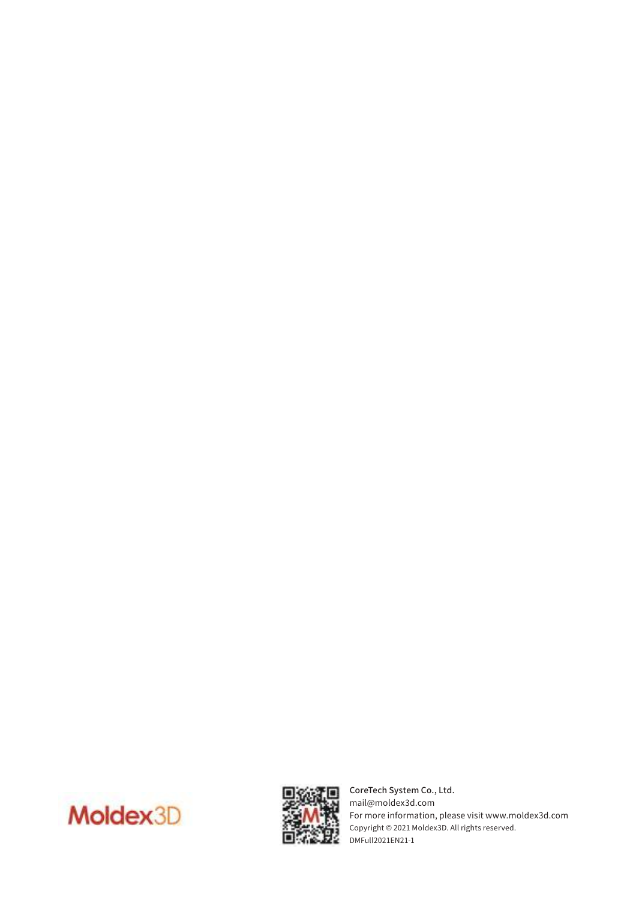Moldex3D

**CoreTech System Co., Ltd.**
mail@moldex3d.com
For more information, please visit www.moldex3d.com
Copyright © 2021 Moldex3D. All rights reserved.
DMFull2021EN21-1